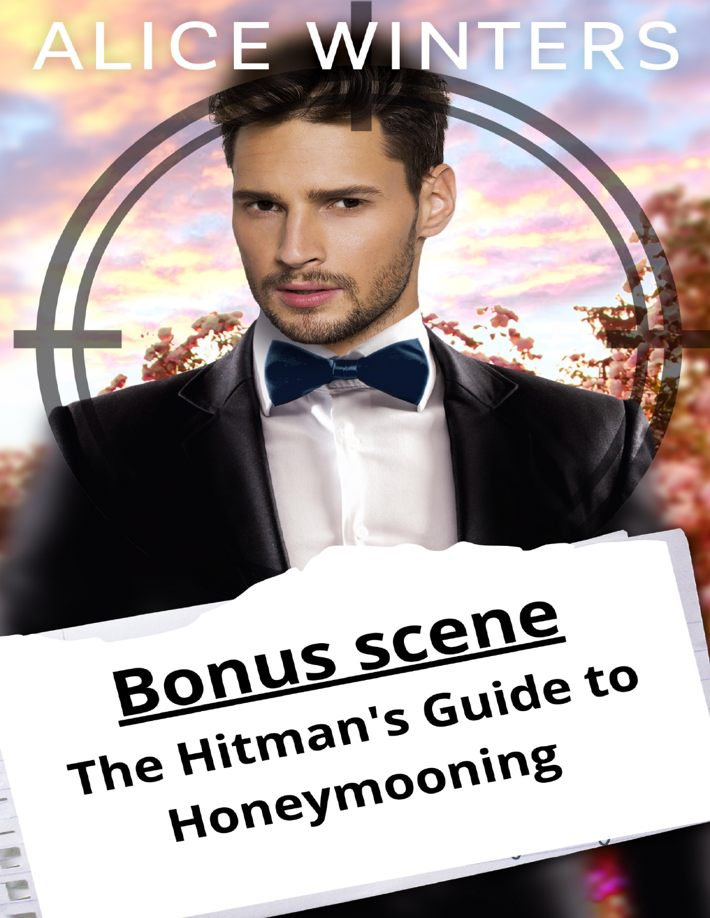# ALICE WINTERS

## Bonus scene

## The Hitman's Guide to Honeymooning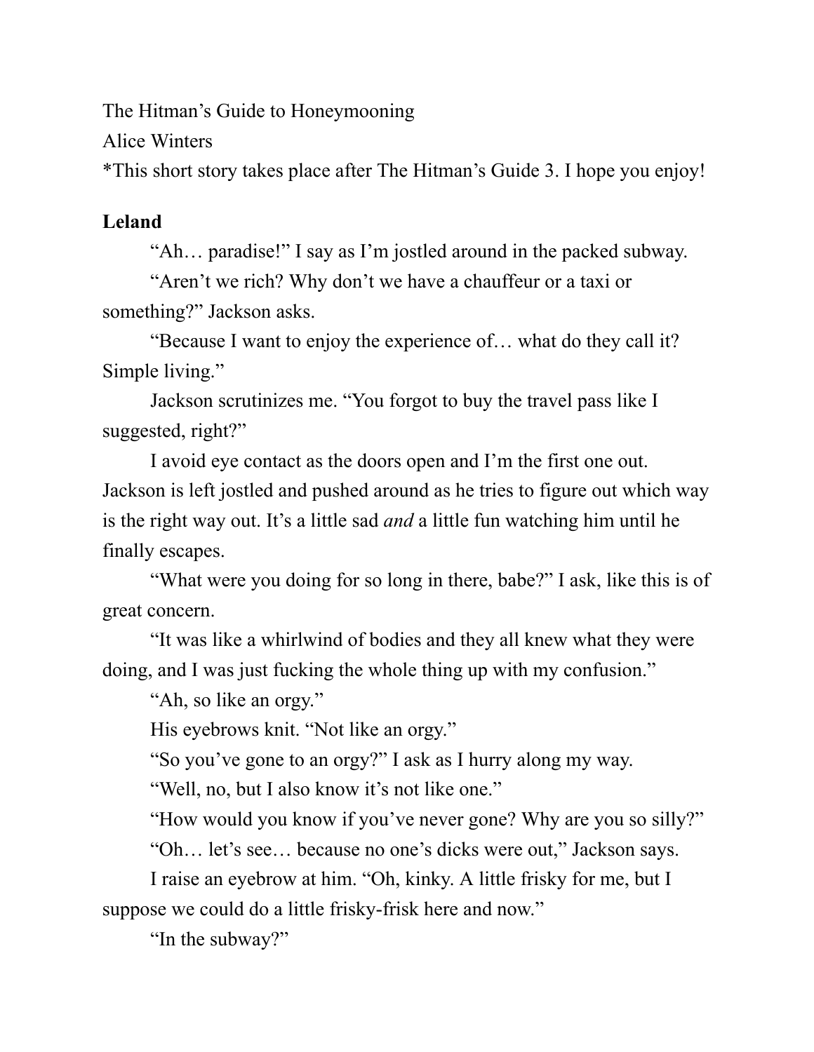The Hitman's Guide to Honeymooning

Alice Winters

*This short story takes place after The Hitman's Guide 3. I hope you enjoy!

**Leland**

"Ah… paradise!" I say as I'm jostled around in the packed subway.

"Aren't we rich? Why don't we have a chauffeur or a taxi or something?" Jackson asks.

"Because I want to enjoy the experience of… what do they call it? Simple living."

Jackson scrutinizes me. "You forgot to buy the travel pass like I suggested, right?"

I avoid eye contact as the doors open and I'm the first one out. Jackson is left jostled and pushed around as he tries to figure out which way is the right way out. It's a little sad *and* a little fun watching him until he finally escapes.

"What were you doing for so long in there, babe?" I ask, like this is of great concern.

"It was like a whirlwind of bodies and they all knew what they were doing, and I was just fucking the whole thing up with my confusion."

"Ah, so like an orgy."

His eyebrows knit. "Not like an orgy."

"So you've gone to an orgy?" I ask as I hurry along my way.

"Well, no, but I also know it's not like one."

"How would you know if you've never gone? Why are you so silly?"

"Oh… let's see… because no one's dicks were out," Jackson says.

I raise an eyebrow at him. "Oh, kinky. A little frisky for me, but I suppose we could do a little frisky-frisk here and now."

"In the subway?"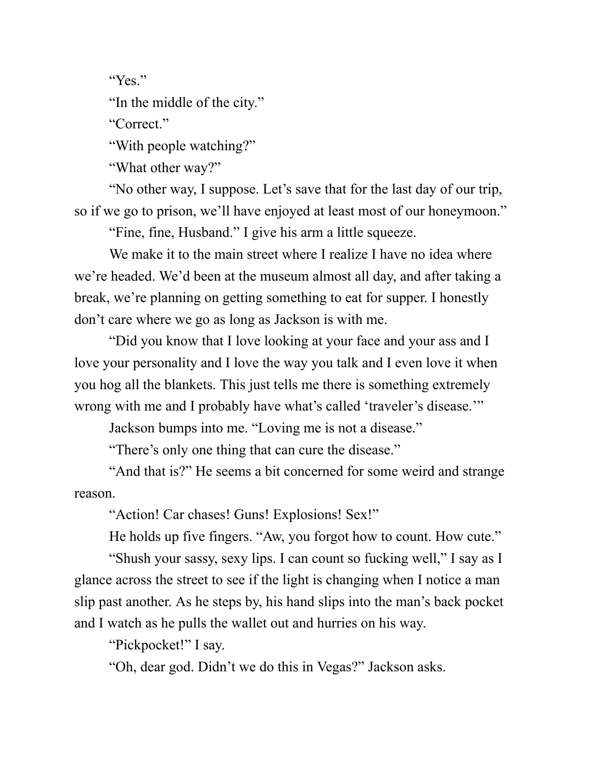“Yes.”

“In the middle of the city.”

“Correct.”

“With people watching?”

“What other way?”

“No other way, I suppose. Let’s save that for the last day of our trip, so if we go to prison, we’ll have enjoyed at least most of our honeymoon.”

“Fine, fine, Husband.” I give his arm a little squeeze.

We make it to the main street where I realize I have no idea where we’re headed. We’d been at the museum almost all day, and after taking a break, we’re planning on getting something to eat for supper. I honestly don’t care where we go as long as Jackson is with me.

“Did you know that I love looking at your face and your ass and I love your personality and I love the way you talk and I even love it when you hog all the blankets. This just tells me there is something extremely wrong with me and I probably have what’s called ‘traveler’s disease.’”

Jackson bumps into me. “Loving me is not a disease.”

“There’s only one thing that can cure the disease.”

“And that is?” He seems a bit concerned for some weird and strange reason.

“Action! Car chases! Guns! Explosions! Sex!”

He holds up five fingers. “Aw, you forgot how to count. How cute.”

“Shush your sassy, sexy lips. I can count so fucking well,” I say as I glance across the street to see if the light is changing when I notice a man slip past another. As he steps by, his hand slips into the man’s back pocket and I watch as he pulls the wallet out and hurries on his way.

“Pickpocket!” I say.

“Oh, dear god. Didn’t we do this in Vegas?” Jackson asks.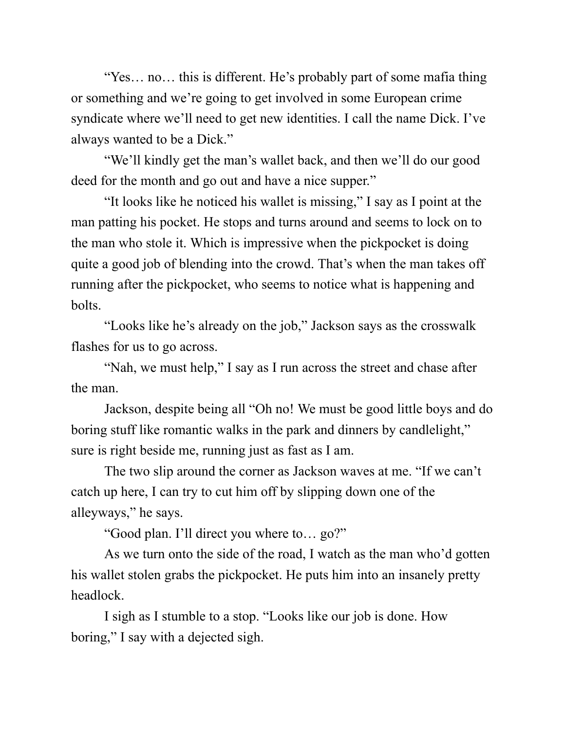"Yes… no… this is different. He's probably part of some mafia thing or something and we're going to get involved in some European crime syndicate where we'll need to get new identities. I call the name Dick. I've always wanted to be a Dick."

"We'll kindly get the man's wallet back, and then we'll do our good deed for the month and go out and have a nice supper."

"It looks like he noticed his wallet is missing," I say as I point at the man patting his pocket. He stops and turns around and seems to lock on to the man who stole it. Which is impressive when the pickpocket is doing quite a good job of blending into the crowd. That's when the man takes off running after the pickpocket, who seems to notice what is happening and bolts.

"Looks like he's already on the job," Jackson says as the crosswalk flashes for us to go across.

"Nah, we must help," I say as I run across the street and chase after the man.

Jackson, despite being all "Oh no! We must be good little boys and do boring stuff like romantic walks in the park and dinners by candlelight," sure is right beside me, running just as fast as I am.

The two slip around the corner as Jackson waves at me. "If we can't catch up here, I can try to cut him off by slipping down one of the alleyways," he says.

"Good plan. I'll direct you where to… go?"

As we turn onto the side of the road, I watch as the man who'd gotten his wallet stolen grabs the pickpocket. He puts him into an insanely pretty headlock.

I sigh as I stumble to a stop. "Looks like our job is done. How boring," I say with a dejected sigh.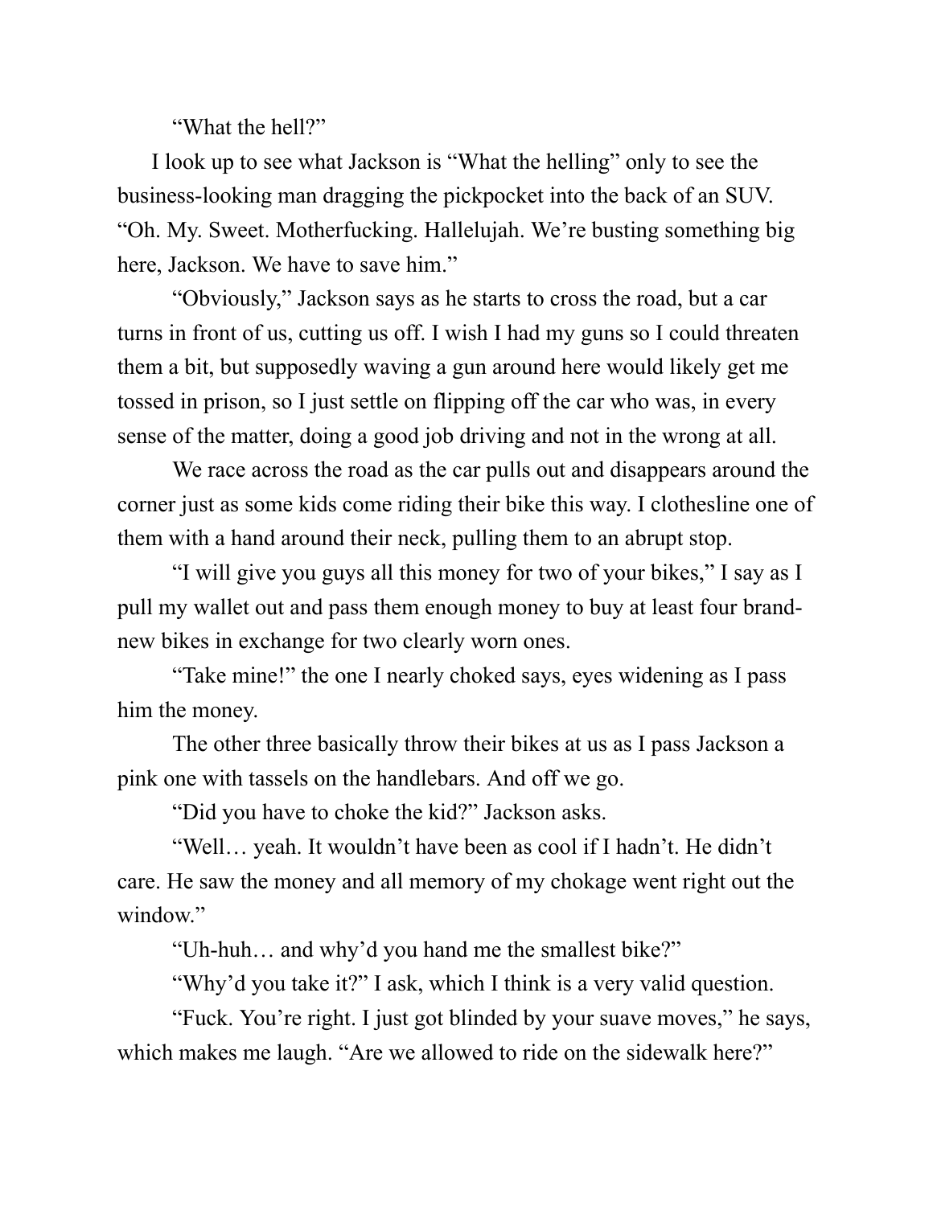"What the hell?"

I look up to see what Jackson is "What the helling" only to see the business-looking man dragging the pickpocket into the back of an SUV. "Oh. My. Sweet. Motherfucking. Hallelujah. We're busting something big here, Jackson. We have to save him."

"Obviously," Jackson says as he starts to cross the road, but a car turns in front of us, cutting us off. I wish I had my guns so I could threaten them a bit, but supposedly waving a gun around here would likely get me tossed in prison, so I just settle on flipping off the car who was, in every sense of the matter, doing a good job driving and not in the wrong at all.

We race across the road as the car pulls out and disappears around the corner just as some kids come riding their bike this way. I clothesline one of them with a hand around their neck, pulling them to an abrupt stop.

"I will give you guys all this money for two of your bikes," I say as I pull my wallet out and pass them enough money to buy at least four brand-new bikes in exchange for two clearly worn ones.

"Take mine!" the one I nearly choked says, eyes widening as I pass him the money.

The other three basically throw their bikes at us as I pass Jackson a pink one with tassels on the handlebars. And off we go.

"Did you have to choke the kid?" Jackson asks.

"Well… yeah. It wouldn't have been as cool if I hadn't. He didn't care. He saw the money and all memory of my chokage went right out the window."

"Uh-huh… and why'd you hand me the smallest bike?"

"Why'd you take it?" I ask, which I think is a very valid question.

"Fuck. You're right. I just got blinded by your suave moves," he says, which makes me laugh. "Are we allowed to ride on the sidewalk here?"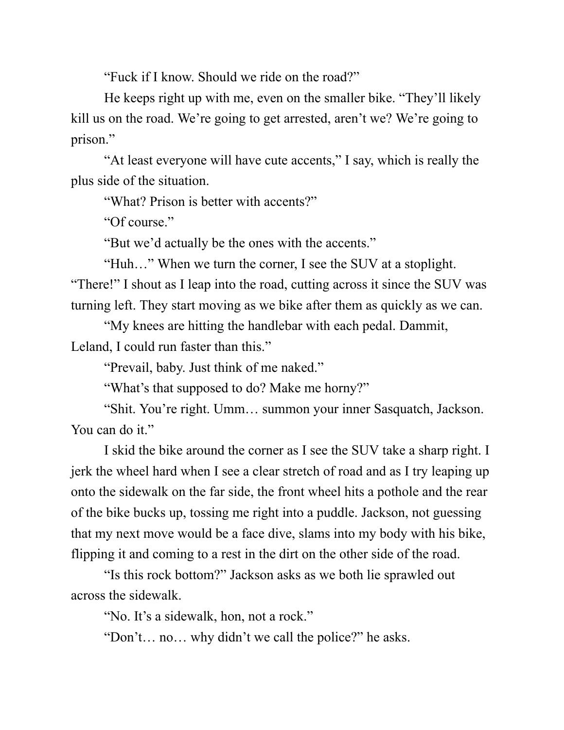"Fuck if I know. Should we ride on the road?"

He keeps right up with me, even on the smaller bike. "They'll likely kill us on the road. We're going to get arrested, aren't we? We're going to prison."

"At least everyone will have cute accents," I say, which is really the plus side of the situation.

"What? Prison is better with accents?"

"Of course."

"But we'd actually be the ones with the accents."

"Huh…" When we turn the corner, I see the SUV at a stoplight. "There!" I shout as I leap into the road, cutting across it since the SUV was turning left. They start moving as we bike after them as quickly as we can.

"My knees are hitting the handlebar with each pedal. Dammit, Leland, I could run faster than this."

"Prevail, baby. Just think of me naked."

"What's that supposed to do? Make me horny?"

"Shit. You're right. Umm… summon your inner Sasquatch, Jackson. You can do it."

I skid the bike around the corner as I see the SUV take a sharp right. I jerk the wheel hard when I see a clear stretch of road and as I try leaping up onto the sidewalk on the far side, the front wheel hits a pothole and the rear of the bike bucks up, tossing me right into a puddle. Jackson, not guessing that my next move would be a face dive, slams into my body with his bike, flipping it and coming to a rest in the dirt on the other side of the road.

"Is this rock bottom?" Jackson asks as we both lie sprawled out across the sidewalk.

"No. It's a sidewalk, hon, not a rock."

"Don't… no… why didn't we call the police?" he asks.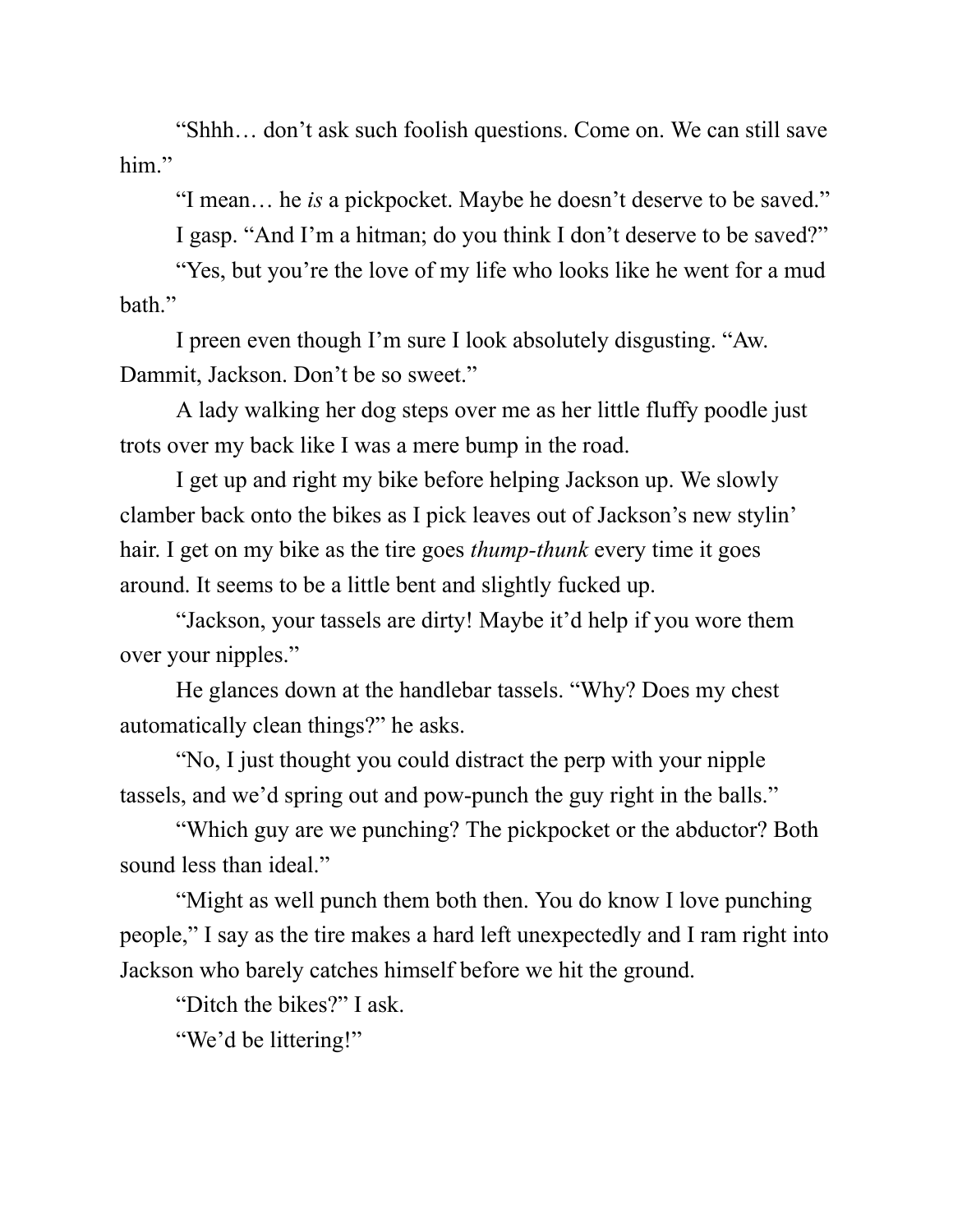"Shhh… don't ask such foolish questions. Come on. We can still save him."

"I mean… he *is* a pickpocket. Maybe he doesn't deserve to be saved."

I gasp. "And I'm a hitman; do you think I don't deserve to be saved?"

"Yes, but you're the love of my life who looks like he went for a mud bath."

I preen even though I'm sure I look absolutely disgusting. "Aw. Dammit, Jackson. Don't be so sweet."

A lady walking her dog steps over me as her little fluffy poodle just trots over my back like I was a mere bump in the road.

I get up and right my bike before helping Jackson up. We slowly clamber back onto the bikes as I pick leaves out of Jackson's new stylin' hair. I get on my bike as the tire goes *thump-thunk* every time it goes around. It seems to be a little bent and slightly fucked up.

"Jackson, your tassels are dirty! Maybe it'd help if you wore them over your nipples."

He glances down at the handlebar tassels. "Why? Does my chest automatically clean things?" he asks.

"No, I just thought you could distract the perp with your nipple tassels, and we'd spring out and pow-punch the guy right in the balls."

"Which guy are we punching? The pickpocket or the abductor? Both sound less than ideal."

"Might as well punch them both then. You do know I love punching people," I say as the tire makes a hard left unexpectedly and I ram right into Jackson who barely catches himself before we hit the ground.

"Ditch the bikes?" I ask.

"We'd be littering!"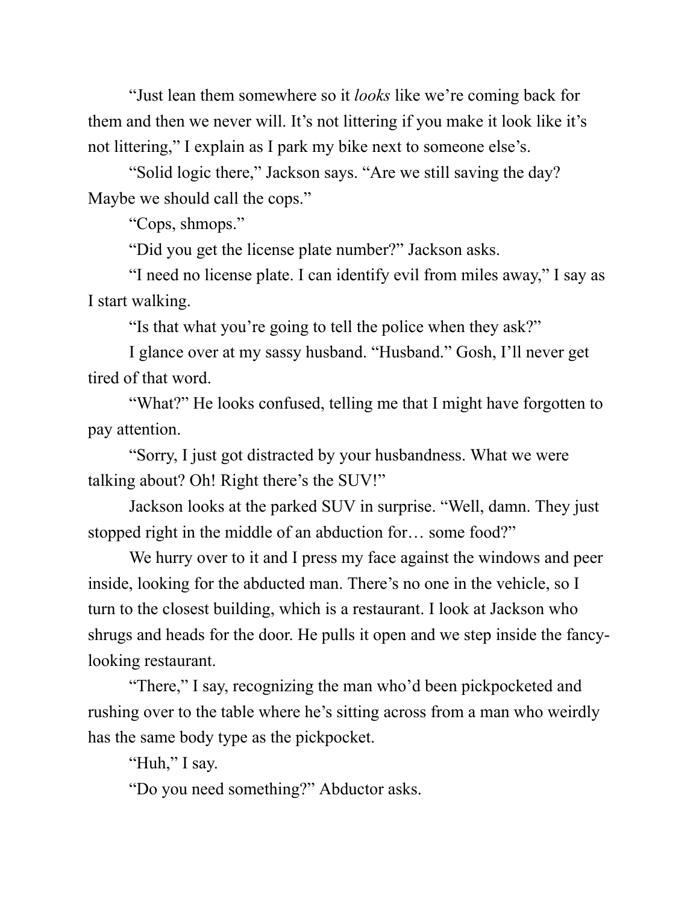"Just lean them somewhere so it *looks* like we're coming back for them and then we never will. It's not littering if you make it look like it's not littering," I explain as I park my bike next to someone else's.

"Solid logic there," Jackson says. "Are we still saving the day? Maybe we should call the cops."

"Cops, shmops."

"Did you get the license plate number?" Jackson asks.

"I need no license plate. I can identify evil from miles away," I say as I start walking.

"Is that what you're going to tell the police when they ask?"

I glance over at my sassy husband. "Husband." Gosh, I'll never get tired of that word.

"What?" He looks confused, telling me that I might have forgotten to pay attention.

"Sorry, I just got distracted by your husbandness. What we were talking about? Oh! Right there's the SUV!"

Jackson looks at the parked SUV in surprise. "Well, damn. They just stopped right in the middle of an abduction for… some food?"

We hurry over to it and I press my face against the windows and peer inside, looking for the abducted man. There's no one in the vehicle, so I turn to the closest building, which is a restaurant. I look at Jackson who shrugs and heads for the door. He pulls it open and we step inside the fancy-looking restaurant.

"There," I say, recognizing the man who'd been pickpocketed and rushing over to the table where he's sitting across from a man who weirdly has the same body type as the pickpocket.

"Huh," I say.

"Do you need something?" Abductor asks.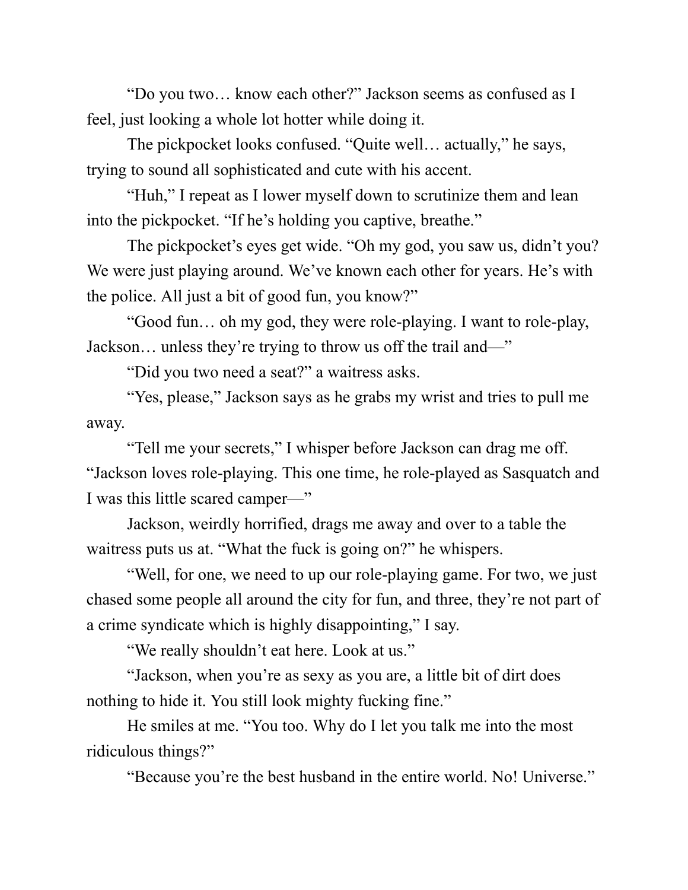"Do you two… know each other?" Jackson seems as confused as I feel, just looking a whole lot hotter while doing it.

The pickpocket looks confused. "Quite well… actually," he says, trying to sound all sophisticated and cute with his accent.

"Huh," I repeat as I lower myself down to scrutinize them and lean into the pickpocket. "If he's holding you captive, breathe."

The pickpocket's eyes get wide. "Oh my god, you saw us, didn't you? We were just playing around. We've known each other for years. He's with the police. All just a bit of good fun, you know?"

"Good fun… oh my god, they were role-playing. I want to role-play, Jackson… unless they're trying to throw us off the trail and—"

"Did you two need a seat?" a waitress asks.

"Yes, please," Jackson says as he grabs my wrist and tries to pull me away.

"Tell me your secrets," I whisper before Jackson can drag me off. "Jackson loves role-playing. This one time, he role-played as Sasquatch and I was this little scared camper—"

Jackson, weirdly horrified, drags me away and over to a table the waitress puts us at. "What the fuck is going on?" he whispers.

"Well, for one, we need to up our role-playing game. For two, we just chased some people all around the city for fun, and three, they're not part of a crime syndicate which is highly disappointing," I say.

"We really shouldn't eat here. Look at us."

"Jackson, when you're as sexy as you are, a little bit of dirt does nothing to hide it. You still look mighty fucking fine."

He smiles at me. "You too. Why do I let you talk me into the most ridiculous things?"

"Because you're the best husband in the entire world. No! Universe."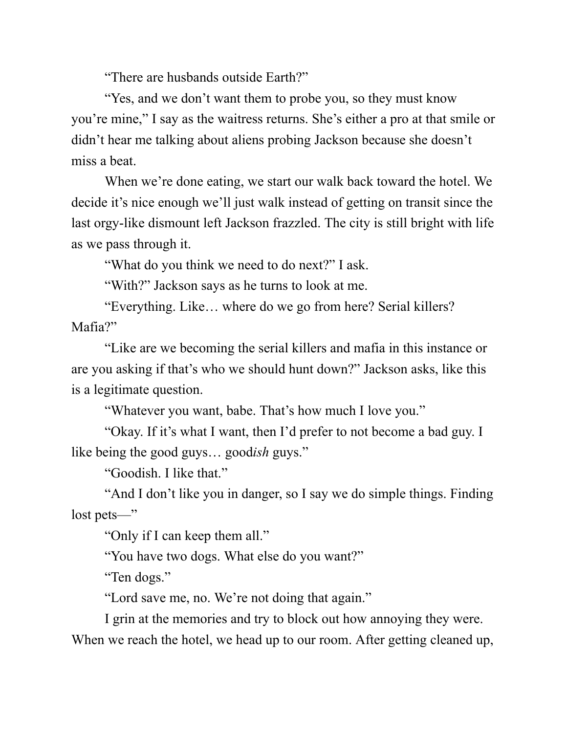"There are husbands outside Earth?"

"Yes, and we don't want them to probe you, so they must know you're mine," I say as the waitress returns. She's either a pro at that smile or didn't hear me talking about aliens probing Jackson because she doesn't miss a beat.

When we're done eating, we start our walk back toward the hotel. We decide it's nice enough we'll just walk instead of getting on transit since the last orgy-like dismount left Jackson frazzled. The city is still bright with life as we pass through it.

"What do you think we need to do next?" I ask.

"With?" Jackson says as he turns to look at me.

"Everything. Like… where do we go from here? Serial killers? Mafia?"

"Like are we becoming the serial killers and mafia in this instance or are you asking if that's who we should hunt down?" Jackson asks, like this is a legitimate question.

"Whatever you want, babe. That's how much I love you."

"Okay. If it's what I want, then I'd prefer to not become a bad guy. I like being the good guys… good*ish* guys."

"Goodish. I like that."

"And I don't like you in danger, so I say we do simple things. Finding lost pets—"

"Only if I can keep them all."

"You have two dogs. What else do you want?"

"Ten dogs."

"Lord save me, no. We're not doing that again."

I grin at the memories and try to block out how annoying they were. When we reach the hotel, we head up to our room. After getting cleaned up,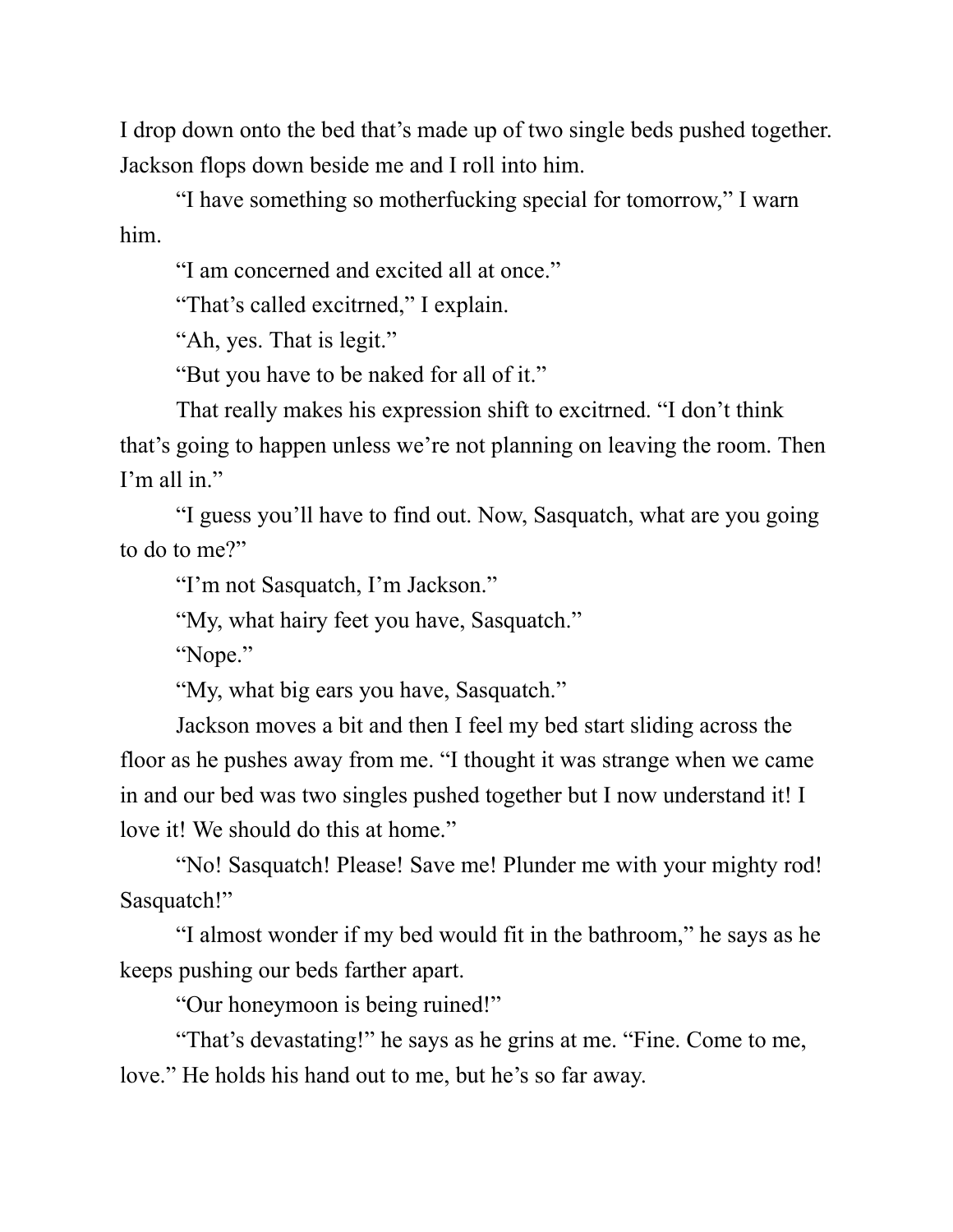I drop down onto the bed that's made up of two single beds pushed together. Jackson flops down beside me and I roll into him.

"I have something so motherfucking special for tomorrow," I warn him.

"I am concerned and excited all at once."

"That's called excitrned," I explain.

"Ah, yes. That is legit."

"But you have to be naked for all of it."

That really makes his expression shift to excitrned. "I don't think that's going to happen unless we're not planning on leaving the room. Then I'm all in."

"I guess you'll have to find out. Now, Sasquatch, what are you going to do to me?"

"I'm not Sasquatch, I'm Jackson."

"My, what hairy feet you have, Sasquatch."

"Nope."

"My, what big ears you have, Sasquatch."

Jackson moves a bit and then I feel my bed start sliding across the floor as he pushes away from me. "I thought it was strange when we came in and our bed was two singles pushed together but I now understand it! I love it! We should do this at home."

"No! Sasquatch! Please! Save me! Plunder me with your mighty rod! Sasquatch!"

"I almost wonder if my bed would fit in the bathroom," he says as he keeps pushing our beds farther apart.

"Our honeymoon is being ruined!"

"That's devastating!" he says as he grins at me. "Fine. Come to me, love." He holds his hand out to me, but he's so far away.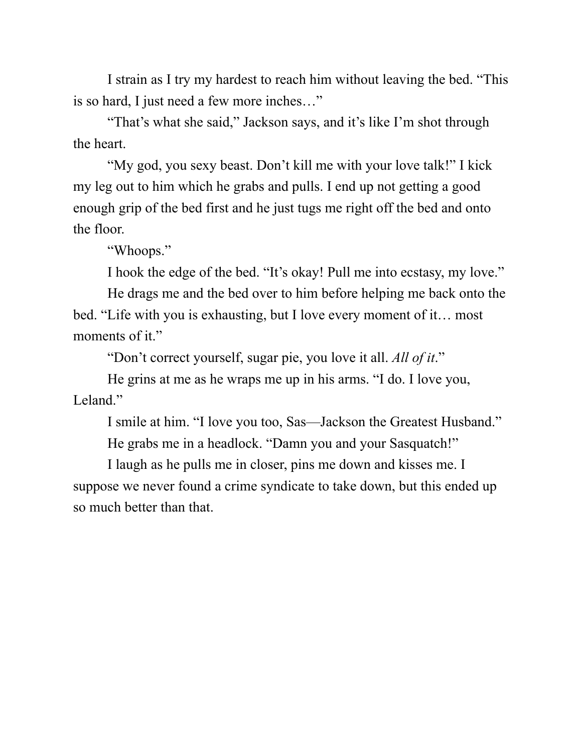I strain as I try my hardest to reach him without leaving the bed. “This is so hard, I just need a few more inches…”

“That’s what she said,” Jackson says, and it’s like I’m shot through the heart.

“My god, you sexy beast. Don’t kill me with your love talk!” I kick my leg out to him which he grabs and pulls. I end up not getting a good enough grip of the bed first and he just tugs me right off the bed and onto the floor.

“Whoops.”

I hook the edge of the bed. “It’s okay! Pull me into ecstasy, my love.”

He drags me and the bed over to him before helping me back onto the bed. “Life with you is exhausting, but I love every moment of it… most moments of it.”

“Don’t correct yourself, sugar pie, you love it all. *All of it*.”

He grins at me as he wraps me up in his arms. “I do. I love you, Leland.”

I smile at him. “I love you too, Sas—Jackson the Greatest Husband.”

He grabs me in a headlock. “Damn you and your Sasquatch!”

I laugh as he pulls me in closer, pins me down and kisses me. I suppose we never found a crime syndicate to take down, but this ended up so much better than that.